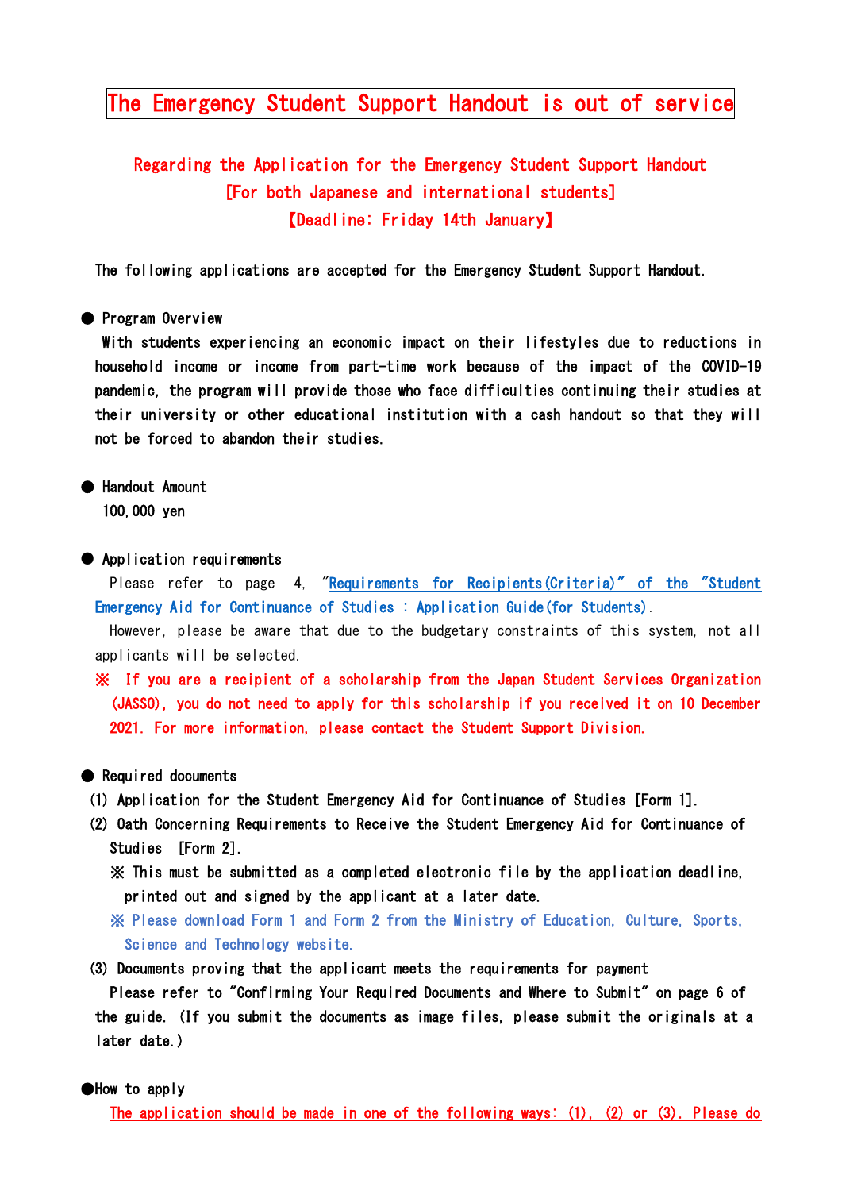# The Emergency Student Support Handout is out of service

## Regarding the Application for the Emergency Student Support Handout
## [For both Japanese and international students]
## 【Deadline: Friday 14th January】

The following applications are accepted for the Emergency Student Support Handout.

● Program Overview

With students experiencing an economic impact on their lifestyles due to reductions in household income or income from part-time work because of the impact of the COVID-19 pandemic, the program will provide those who face difficulties continuing their studies at their university or other educational institution with a cash handout so that they will not be forced to abandon their studies.

● Handout Amount

100,000 yen

● Application requirements

Please refer to page 4, "Requirements for Recipients(Criteria)" of the "Student Emergency Aid for Continuance of Studies : Application Guide(for Students).

However, please be aware that due to the budgetary constraints of this system, not all applicants will be selected.

※ If you are a recipient of a scholarship from the Japan Student Services Organization (JASSO), you do not need to apply for this scholarship if you received it on 10 December 2021. For more information, please contact the Student Support Division.

● Required documents

(1) Application for the Student Emergency Aid for Continuance of Studies [Form 1].

(2) Oath Concerning Requirements to Receive the Student Emergency Aid for Continuance of Studies [Form 2].

※ This must be submitted as a completed electronic file by the application deadline, printed out and signed by the applicant at a later date.

※ Please download Form 1 and Form 2 from the Ministry of Education, Culture, Sports, Science and Technology website.

(3) Documents proving that the applicant meets the requirements for payment

Please refer to "Confirming Your Required Documents and Where to Submit" on page 6 of the guide. (If you submit the documents as image files, please submit the originals at a later date.)

●How to apply

The application should be made in one of the following ways: (1), (2) or (3). Please do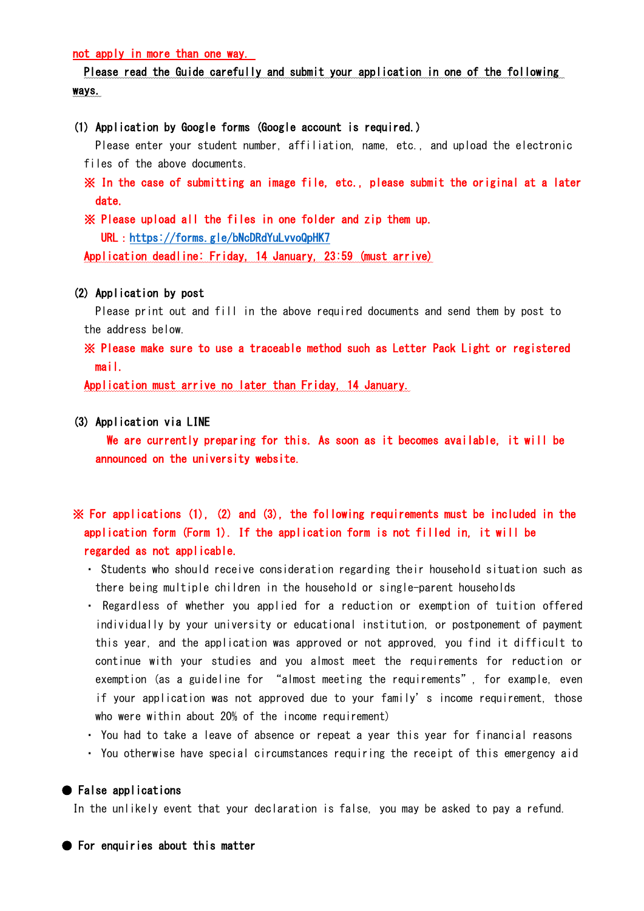not apply in more than one way.

Please read the Guide carefully and submit your application in one of the following ways.

(1) Application by Google forms (Google account is required.)

Please enter your student number, affiliation, name, etc., and upload the electronic files of the above documents.

※ In the case of submitting an image file, etc., please submit the original at a later date.

※ Please upload all the files in one folder and zip them up.

URL：https://forms.gle/bNcDRdYuLvvoQpHK7

Application deadline: Friday, 14 January, 23:59 (must arrive)

(2) Application by post

Please print out and fill in the above required documents and send them by post to the address below.

※ Please make sure to use a traceable method such as Letter Pack Light or registered mail.

Application must arrive no later than Friday, 14 January.

(3) Application via LINE

We are currently preparing for this. As soon as it becomes available, it will be announced on the university website.

※ For applications (1), (2) and (3), the following requirements must be included in the application form (Form 1). If the application form is not filled in, it will be regarded as not applicable.

- Students who should receive consideration regarding their household situation such as there being multiple children in the household or single-parent households
- Regardless of whether you applied for a reduction or exemption of tuition offered individually by your university or educational institution, or postponement of payment this year, and the application was approved or not approved, you find it difficult to continue with your studies and you almost meet the requirements for reduction or exemption (as a guideline for “almost meeting the requirements”, for example, even if your application was not approved due to your family’s income requirement, those who were within about 20% of the income requirement)
- You had to take a leave of absence or repeat a year this year for financial reasons
- You otherwise have special circumstances requiring the receipt of this emergency aid

● **False applications**

In the unlikely event that your declaration is false, you may be asked to pay a refund.

● **For enquiries about this matter**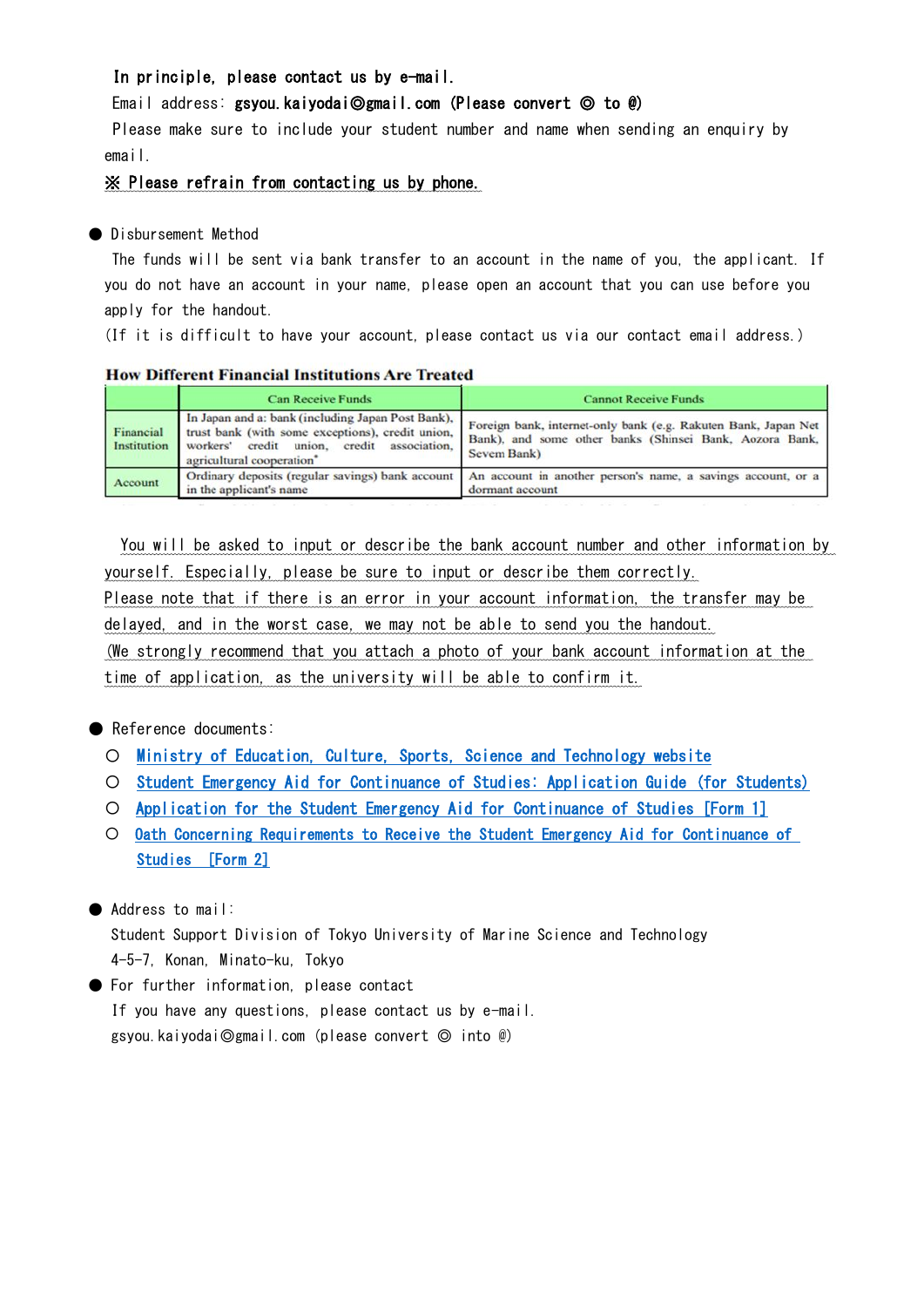**In principle, please contact us by e-mail.**
Email address: **gsyou.kaiyodai◎gmail.com (Please convert ◎ to @)**
Please make sure to include your student number and name when sending an enquiry by email.
**※ Please refrain from contacting us by phone.**

● Disbursement Method
The funds will be sent via bank transfer to an account in the name of you, the applicant. If you do not have an account in your name, please open an account that you can use before you apply for the handout.
(If it is difficult to have your account, please contact us via our contact email address.)

**How Different Financial Institutions Are Treated**

| | Can Receive Funds | Cannot Receive Funds |
|---|---|---|
| Financial Institution | In Japan and a: bank (including Japan Post Bank), trust bank (with some exceptions), credit union, workers' credit union, credit association, agricultural cooperation* | Foreign bank, internet-only bank (e.g. Rakuten Bank, Japan Net Bank), and some other banks (Shinsei Bank, Aozora Bank, Sevem Bank) |
| Account | Ordinary deposits (regular savings) bank account in the applicant's name | An account in another person's name, a savings account, or a dormant account |

You will be asked to input or describe the bank account number and other information by yourself. Especially, please be sure to input or describe them correctly.
Please note that if there is an error in your account information, the transfer may be delayed, and in the worst case, we may not be able to send you the handout.
(We strongly recommend that you attach a photo of your bank account information at the time of application, as the university will be able to confirm it.

● Reference documents:
- Ministry of Education, Culture, Sports, Science and Technology website
- Student Emergency Aid for Continuance of Studies: Application Guide (for Students)
- Application for the Student Emergency Aid for Continuance of Studies [Form 1]
- Oath Concerning Requirements to Receive the Student Emergency Aid for Continuance of Studies [Form 2]

● Address to mail:
Student Support Division of Tokyo University of Marine Science and Technology
4-5-7, Konan, Minato-ku, Tokyo

● For further information, please contact
If you have any questions, please contact us by e-mail.
gsyou.kaiyodai◎gmail.com (please convert ◎ into @)